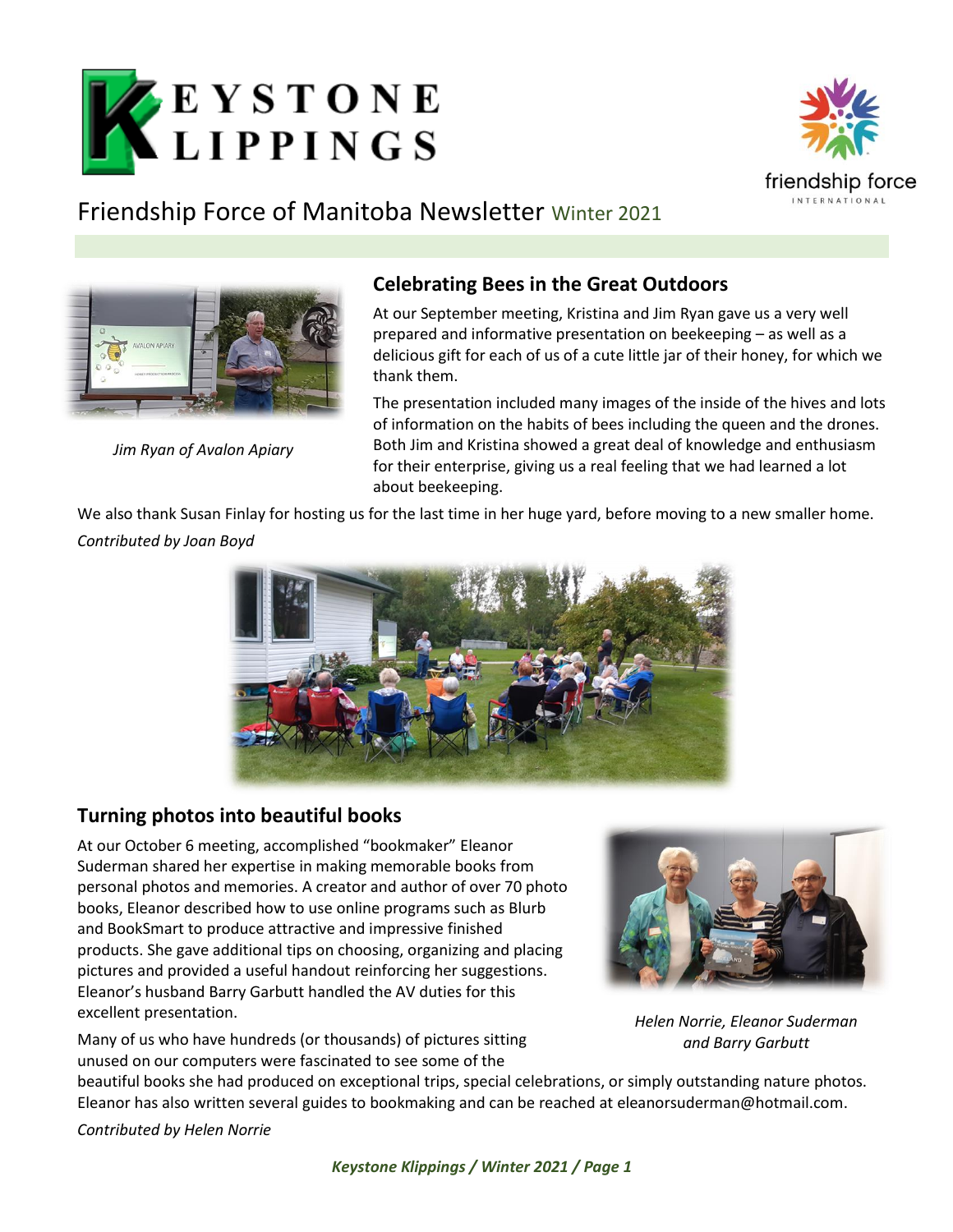# KEYSTONE KLIPPINGS

## Friendship Force of Manitoba Newsletter Winter 2021

## Celebrating Bees in the Great Outdoors

*Jim Ryan of Avalon Apiary*

At our September meeting, Kristina and Jim Ryan gave us a very well prepared and informative presentation on beekeeping – as well as a delicious gift for each of us of a cute little jar of their honey, for which we thank them.

The presentation included many images of the inside of the hives and lots of information on the habits of bees including the queen and the drones. Both Jim and Kristina showed a great deal of knowledge and enthusiasm for their enterprise, giving us a real feeling that we had learned a lot about beekeeping.

We also thank Susan Finlay for hosting us for the last time in her huge yard, before moving to a new smaller home.

*Contributed by Joan Boyd*

## Turning photos into beautiful books

At our October 6 meeting, accomplished "bookmaker" Eleanor Suderman shared her expertise in making memorable books from personal photos and memories. A creator and author of over 70 photo books, Eleanor described how to use online programs such as Blurb and BookSmart to produce attractive and impressive finished products. She gave additional tips on choosing, organizing and placing pictures and provided a useful handout reinforcing her suggestions. Eleanor's husband Barry Garbutt handled the AV duties for this excellent presentation.

*Helen Norrie, Eleanor Suderman and Barry Garbutt*

Many of us who have hundreds (or thousands) of pictures sitting unused on our computers were fascinated to see some of the beautiful books she had produced on exceptional trips, special celebrations, or simply outstanding nature photos. Eleanor has also written several guides to bookmaking and can be reached at eleanorsuderman@hotmail.com.

*Contributed by Helen Norrie*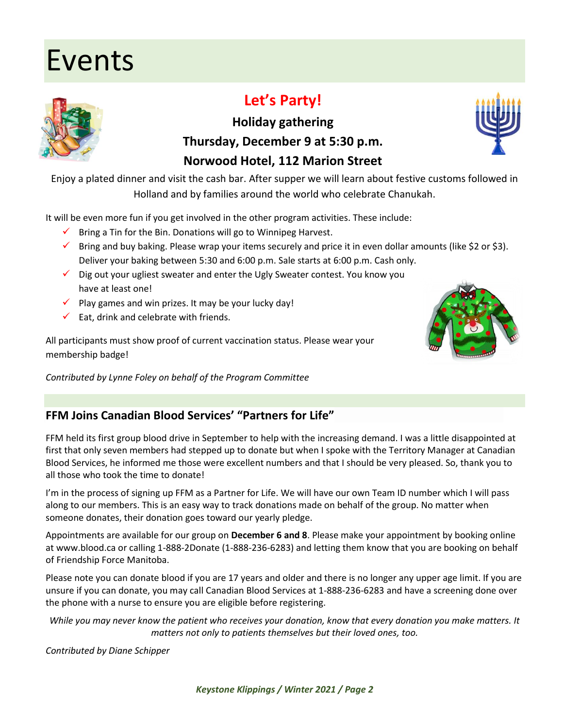# Events

## Let's Party!

**Holiday gathering**

**Thursday, December 9 at 5:30 p.m.**

**Norwood Hotel, 112 Marion Street**

Enjoy a plated dinner and visit the cash bar. After supper we will learn about festive customs followed in Holland and by families around the world who celebrate Chanukah.

It will be even more fun if you get involved in the other program activities. These include:

- ✓ Bring a Tin for the Bin. Donations will go to Winnipeg Harvest.
- ✓ Bring and buy baking. Please wrap your items securely and price it in even dollar amounts (like $2 or $3). Deliver your baking between 5:30 and 6:00 p.m. Sale starts at 6:00 p.m. Cash only.
- ✓ Dig out your ugliest sweater and enter the Ugly Sweater contest. You know you have at least one!
- ✓ Play games and win prizes. It may be your lucky day!
- ✓ Eat, drink and celebrate with friends.

All participants must show proof of current vaccination status. Please wear your membership badge!

*Contributed by Lynne Foley on behalf of the Program Committee*

## FFM Joins Canadian Blood Services' "Partners for Life"

FFM held its first group blood drive in September to help with the increasing demand. I was a little disappointed at first that only seven members had stepped up to donate but when I spoke with the Territory Manager at Canadian Blood Services, he informed me those were excellent numbers and that I should be very pleased. So, thank you to all those who took the time to donate!

I'm in the process of signing up FFM as a Partner for Life. We will have our own Team ID number which I will pass along to our members. This is an easy way to track donations made on behalf of the group. No matter when someone donates, their donation goes toward our yearly pledge.

Appointments are available for our group on **December 6 and 8**. Please make your appointment by booking online at www.blood.ca or calling 1-888-2Donate (1-888-236-6283) and letting them know that you are booking on behalf of Friendship Force Manitoba.

Please note you can donate blood if you are 17 years and older and there is no longer any upper age limit. If you are unsure if you can donate, you may call Canadian Blood Services at 1-888-236-6283 and have a screening done over the phone with a nurse to ensure you are eligible before registering.

*While you may never know the patient who receives your donation, know that every donation you make matters. It matters not only to patients themselves but their loved ones, too.*

*Contributed by Diane Schipper*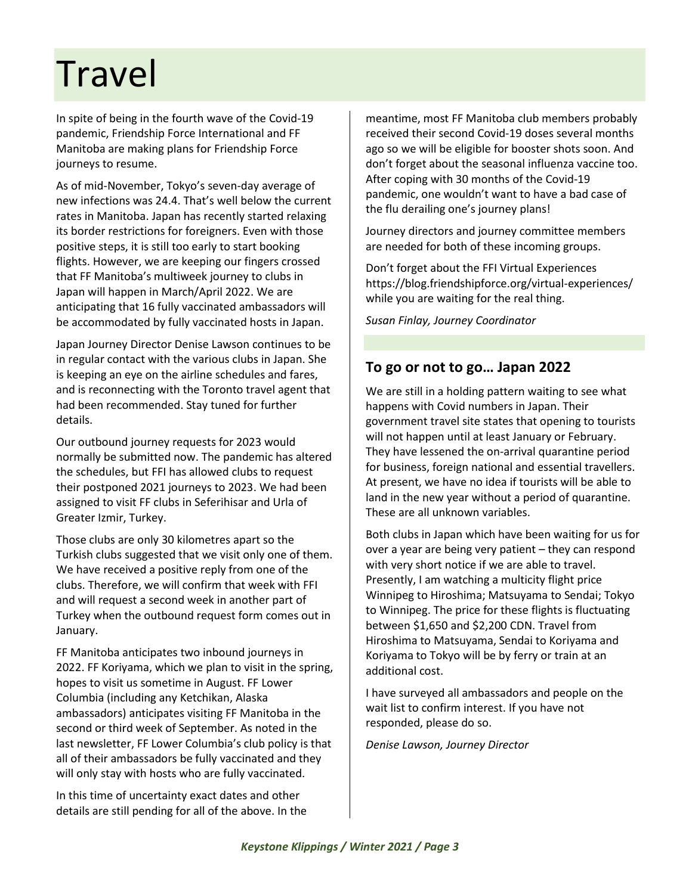# Travel

In spite of being in the fourth wave of the Covid-19 pandemic, Friendship Force International and FF Manitoba are making plans for Friendship Force journeys to resume.

As of mid-November, Tokyo's seven-day average of new infections was 24.4. That's well below the current rates in Manitoba. Japan has recently started relaxing its border restrictions for foreigners. Even with those positive steps, it is still too early to start booking flights. However, we are keeping our fingers crossed that FF Manitoba's multiweek journey to clubs in Japan will happen in March/April 2022. We are anticipating that 16 fully vaccinated ambassadors will be accommodated by fully vaccinated hosts in Japan.

Japan Journey Director Denise Lawson continues to be in regular contact with the various clubs in Japan. She is keeping an eye on the airline schedules and fares, and is reconnecting with the Toronto travel agent that had been recommended. Stay tuned for further details.

Our outbound journey requests for 2023 would normally be submitted now. The pandemic has altered the schedules, but FFI has allowed clubs to request their postponed 2021 journeys to 2023. We had been assigned to visit FF clubs in Seferihisar and Urla of Greater Izmir, Turkey.

Those clubs are only 30 kilometres apart so the Turkish clubs suggested that we visit only one of them. We have received a positive reply from one of the clubs. Therefore, we will confirm that week with FFI and will request a second week in another part of Turkey when the outbound request form comes out in January.

FF Manitoba anticipates two inbound journeys in 2022. FF Koriyama, which we plan to visit in the spring, hopes to visit us sometime in August. FF Lower Columbia (including any Ketchikan, Alaska ambassadors) anticipates visiting FF Manitoba in the second or third week of September. As noted in the last newsletter, FF Lower Columbia's club policy is that all of their ambassadors be fully vaccinated and they will only stay with hosts who are fully vaccinated.

In this time of uncertainty exact dates and other details are still pending for all of the above. In the meantime, most FF Manitoba club members probably received their second Covid-19 doses several months ago so we will be eligible for booster shots soon. And don't forget about the seasonal influenza vaccine too. After coping with 30 months of the Covid-19 pandemic, one wouldn't want to have a bad case of the flu derailing one's journey plans!

Journey directors and journey committee members are needed for both of these incoming groups.

Don't forget about the FFI Virtual Experiences https://blog.friendshipforce.org/virtual-experiences/ while you are waiting for the real thing.

*Susan Finlay, Journey Coordinator*

## To go or not to go… Japan 2022

We are still in a holding pattern waiting to see what happens with Covid numbers in Japan. Their government travel site states that opening to tourists will not happen until at least January or February. They have lessened the on-arrival quarantine period for business, foreign national and essential travellers. At present, we have no idea if tourists will be able to land in the new year without a period of quarantine. These are all unknown variables.

Both clubs in Japan which have been waiting for us for over a year are being very patient – they can respond with very short notice if we are able to travel. Presently, I am watching a multicity flight price Winnipeg to Hiroshima; Matsuyama to Sendai; Tokyo to Winnipeg. The price for these flights is fluctuating between $1,650 and $2,200 CDN. Travel from Hiroshima to Matsuyama, Sendai to Koriyama and Koriyama to Tokyo will be by ferry or train at an additional cost.

I have surveyed all ambassadors and people on the wait list to confirm interest. If you have not responded, please do so.

*Denise Lawson, Journey Director*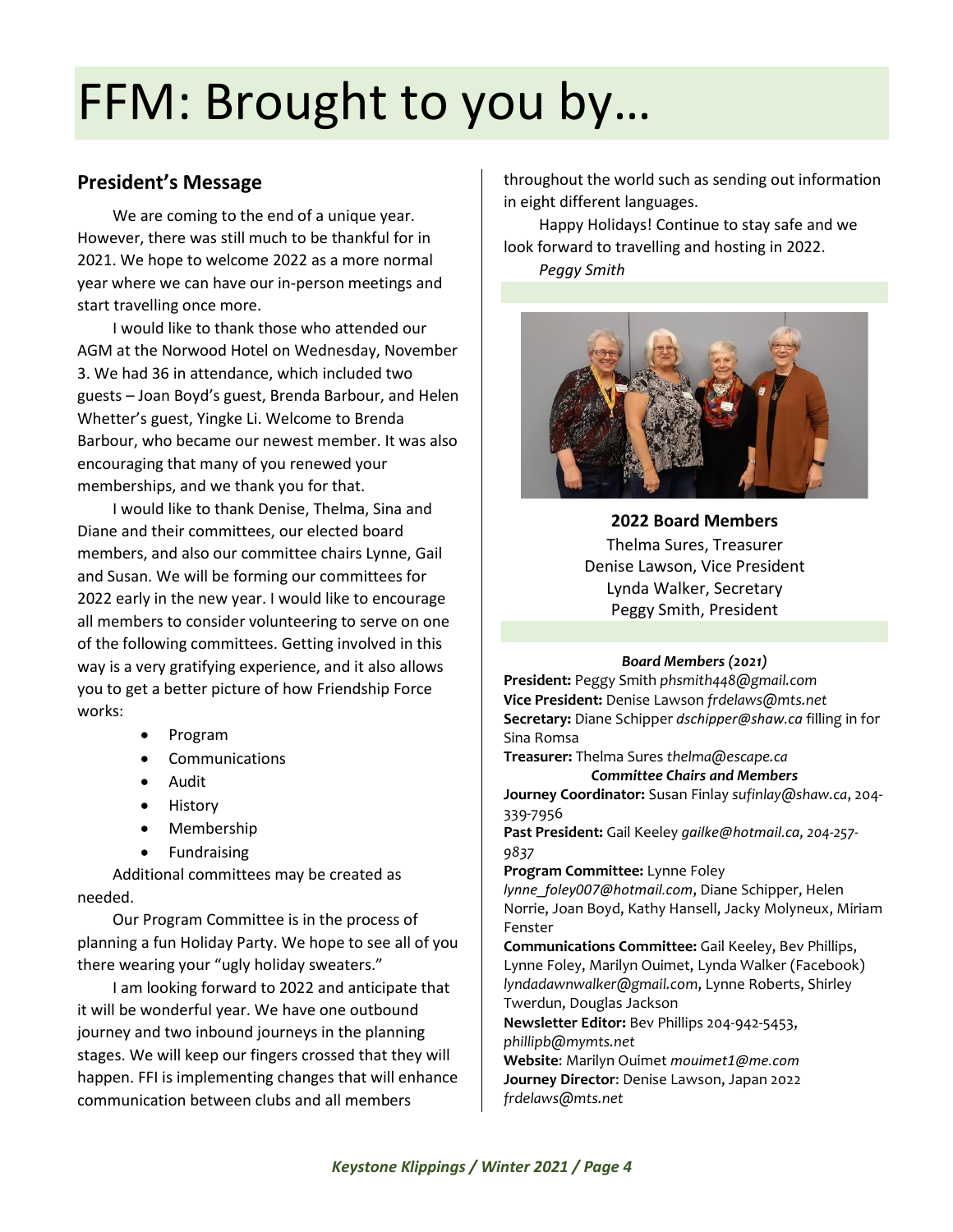# FFM: Brought to you by…

## President's Message

We are coming to the end of a unique year. However, there was still much to be thankful for in 2021. We hope to welcome 2022 as a more normal year where we can have our in-person meetings and start travelling once more.

I would like to thank those who attended our AGM at the Norwood Hotel on Wednesday, November 3. We had 36 in attendance, which included two guests – Joan Boyd's guest, Brenda Barbour, and Helen Whetter's guest, Yingke Li. Welcome to Brenda Barbour, who became our newest member. It was also encouraging that many of you renewed your memberships, and we thank you for that.

I would like to thank Denise, Thelma, Sina and Diane and their committees, our elected board members, and also our committee chairs Lynne, Gail and Susan. We will be forming our committees for 2022 early in the new year. I would like to encourage all members to consider volunteering to serve on one of the following committees. Getting involved in this way is a very gratifying experience, and it also allows you to get a better picture of how Friendship Force works:

- Program
- Communications
- Audit
- History
- Membership
- Fundraising

Additional committees may be created as needed.

Our Program Committee is in the process of planning a fun Holiday Party. We hope to see all of you there wearing your "ugly holiday sweaters."

I am looking forward to 2022 and anticipate that it will be wonderful year. We have one outbound journey and two inbound journeys in the planning stages. We will keep our fingers crossed that they will happen. FFI is implementing changes that will enhance communication between clubs and all members throughout the world such as sending out information in eight different languages.

Happy Holidays! Continue to stay safe and we look forward to travelling and hosting in 2022.

*Peggy Smith*

**2022 Board Members**
Thelma Sures, Treasurer
Denise Lawson, Vice President
Lynda Walker, Secretary
Peggy Smith, President

***Board Members (2021)***

**President:** Peggy Smith *phsmith448@gmail.com*
**Vice President:** Denise Lawson *frdelaws@mts.net*
**Secretary:** Diane Schipper *dschipper@shaw.ca* filling in for Sina Romsa
**Treasurer:** Thelma Sures *thelma@escape.ca*

***Committee Chairs and Members***

**Journey Coordinator:** Susan Finlay *sufinlay@shaw.ca*, 204-339-7956
**Past President:** Gail Keeley *gailke@hotmail.ca, 204-257-9837*
**Program Committee:** Lynne Foley *lynne_foley007@hotmail.com*, Diane Schipper, Helen Norrie, Joan Boyd, Kathy Hansell, Jacky Molyneux, Miriam Fenster
**Communications Committee:** Gail Keeley, Bev Phillips, Lynne Foley, Marilyn Ouimet, Lynda Walker (Facebook) *lyndadawnwalker@gmail.com*, Lynne Roberts, Shirley Twerdun, Douglas Jackson
**Newsletter Editor:** Bev Phillips 204-942-5453, *phillipb@mymts.net*
**Website**: Marilyn Ouimet *mouimet1@me.com*
**Journey Director**: Denise Lawson, Japan 2022 *frdelaws@mts.net*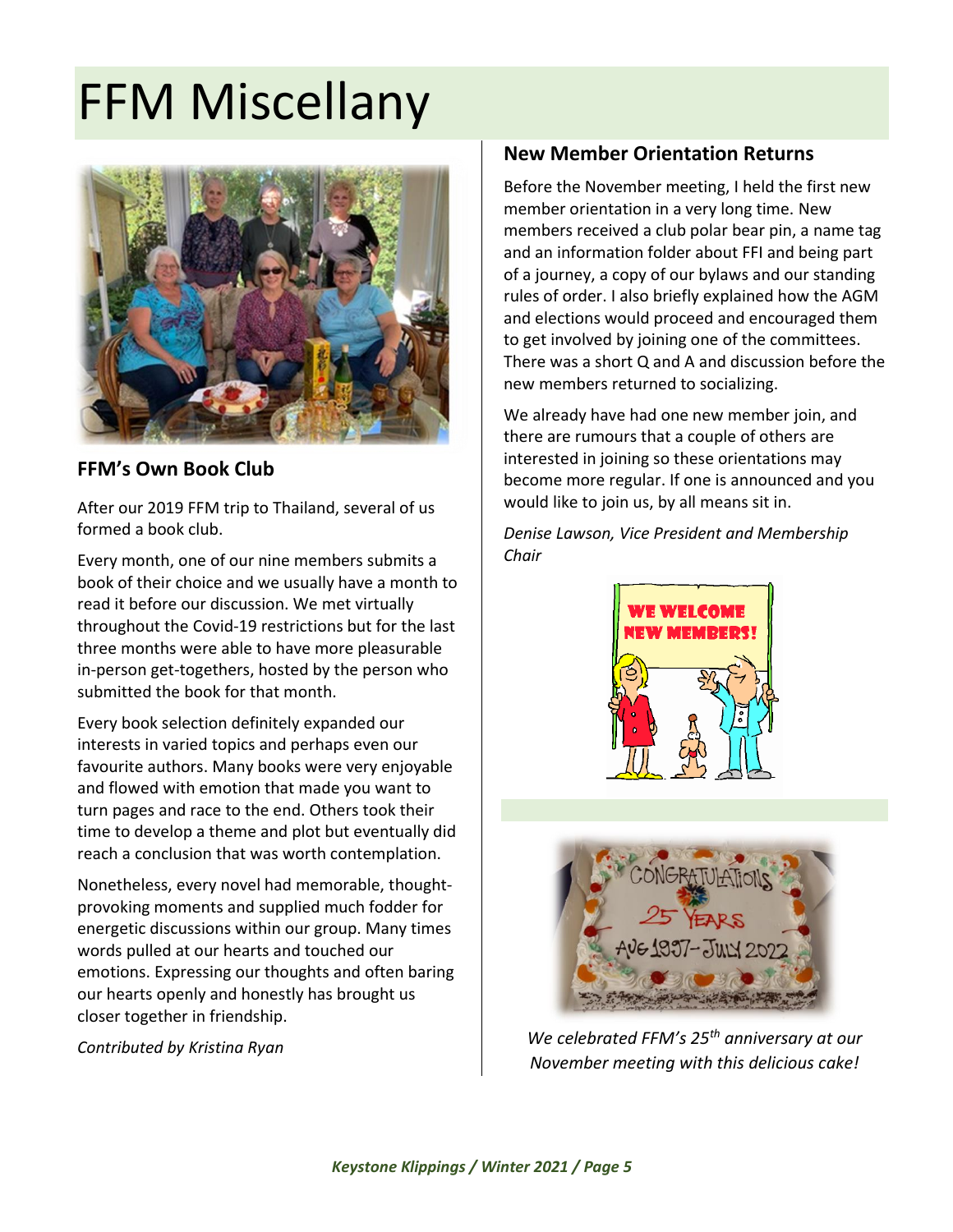# FFM Miscellany

## FFM's Own Book Club

After our 2019 FFM trip to Thailand, several of us formed a book club.

Every month, one of our nine members submits a book of their choice and we usually have a month to read it before our discussion. We met virtually throughout the Covid-19 restrictions but for the last three months were able to have more pleasurable in-person get-togethers, hosted by the person who submitted the book for that month.

Every book selection definitely expanded our interests in varied topics and perhaps even our favourite authors. Many books were very enjoyable and flowed with emotion that made you want to turn pages and race to the end. Others took their time to develop a theme and plot but eventually did reach a conclusion that was worth contemplation.

Nonetheless, every novel had memorable, thought-provoking moments and supplied much fodder for energetic discussions within our group. Many times words pulled at our hearts and touched our emotions. Expressing our thoughts and often baring our hearts openly and honestly has brought us closer together in friendship.

*Contributed by Kristina Ryan*

## New Member Orientation Returns

Before the November meeting, I held the first new member orientation in a very long time. New members received a club polar bear pin, a name tag and an information folder about FFI and being part of a journey, a copy of our bylaws and our standing rules of order. I also briefly explained how the AGM and elections would proceed and encouraged them to get involved by joining one of the committees. There was a short Q and A and discussion before the new members returned to socializing.

We already have had one new member join, and there are rumours that a couple of others are interested in joining so these orientations may become more regular. If one is announced and you would like to join us, by all means sit in.

*Denise Lawson, Vice President and Membership Chair*

*We celebrated FFM's 25th anniversary at our November meeting with this delicious cake!*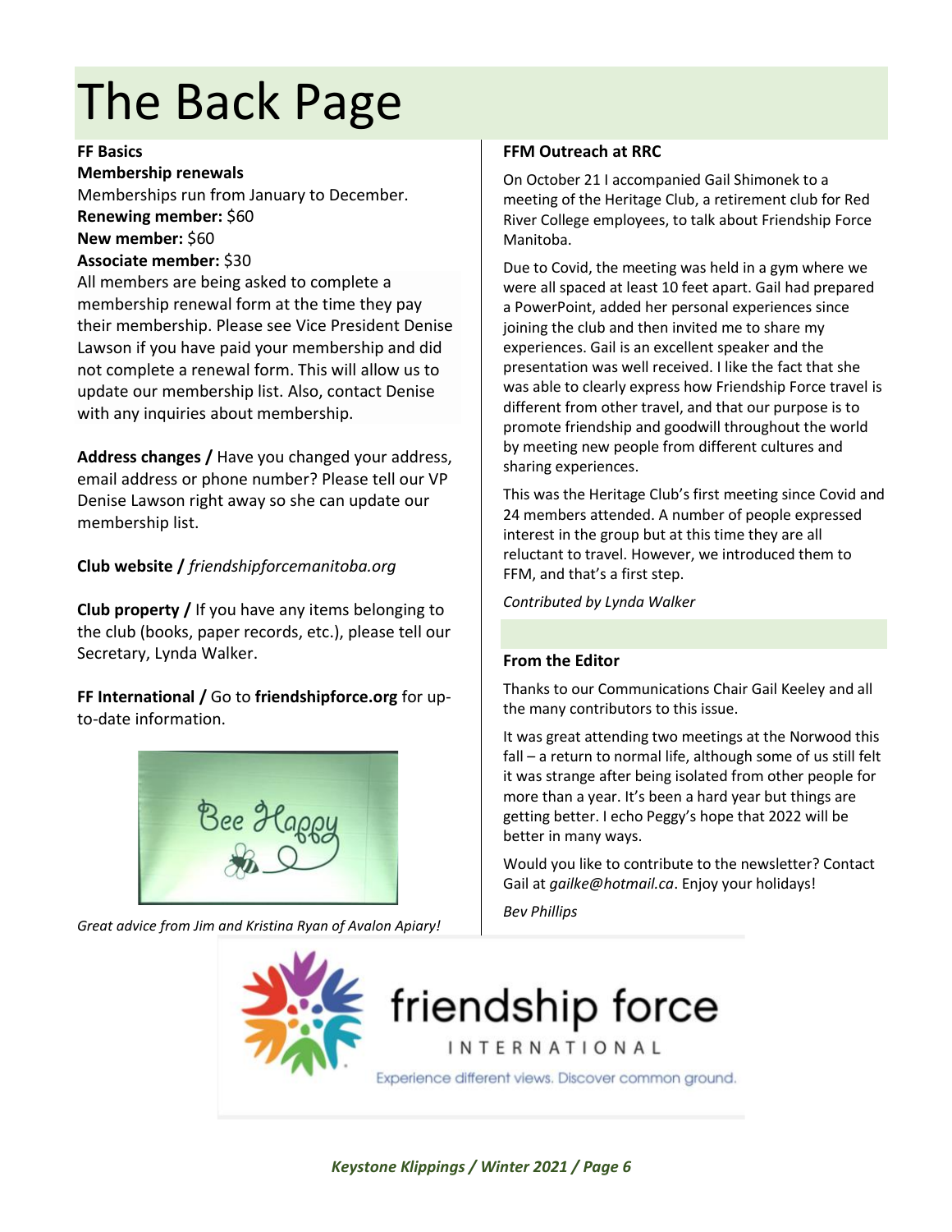# The Back Page

**FF Basics**

**Membership renewals**

Memberships run from January to December.

**Renewing member:** $60

**New member:** $60

**Associate member:** $30

All members are being asked to complete a membership renewal form at the time they pay their membership. Please see Vice President Denise Lawson if you have paid your membership and did not complete a renewal form. This will allow us to update our membership list. Also, contact Denise with any inquiries about membership.

**Address changes /** Have you changed your address, email address or phone number? Please tell our VP Denise Lawson right away so she can update our membership list.

**Club website /** *friendshipforcemanitoba.org*

**Club property /** If you have any items belonging to the club (books, paper records, etc.), please tell our Secretary, Lynda Walker.

**FF International /** Go to **friendshipforce.org** for up-to-date information.

Bee Happy

*Great advice from Jim and Kristina Ryan of Avalon Apiary!*

**FFM Outreach at RRC**

On October 21 I accompanied Gail Shimonek to a meeting of the Heritage Club, a retirement club for Red River College employees, to talk about Friendship Force Manitoba.

Due to Covid, the meeting was held in a gym where we were all spaced at least 10 feet apart. Gail had prepared a PowerPoint, added her personal experiences since joining the club and then invited me to share my experiences. Gail is an excellent speaker and the presentation was well received. I like the fact that she was able to clearly express how Friendship Force travel is different from other travel, and that our purpose is to promote friendship and goodwill throughout the world by meeting new people from different cultures and sharing experiences.

This was the Heritage Club's first meeting since Covid and 24 members attended. A number of people expressed interest in the group but at this time they are all reluctant to travel. However, we introduced them to FFM, and that's a first step.

*Contributed by Lynda Walker*

**From the Editor**

Thanks to our Communications Chair Gail Keeley and all the many contributors to this issue.

It was great attending two meetings at the Norwood this fall – a return to normal life, although some of us still felt it was strange after being isolated from other people for more than a year. It's been a hard year but things are getting better. I echo Peggy's hope that 2022 will be better in many ways.

Would you like to contribute to the newsletter? Contact Gail at *gailke@hotmail.ca*. Enjoy your holidays!

*Bev Phillips*

friendship force

INTERNATIONAL

Experience different views. Discover common ground.